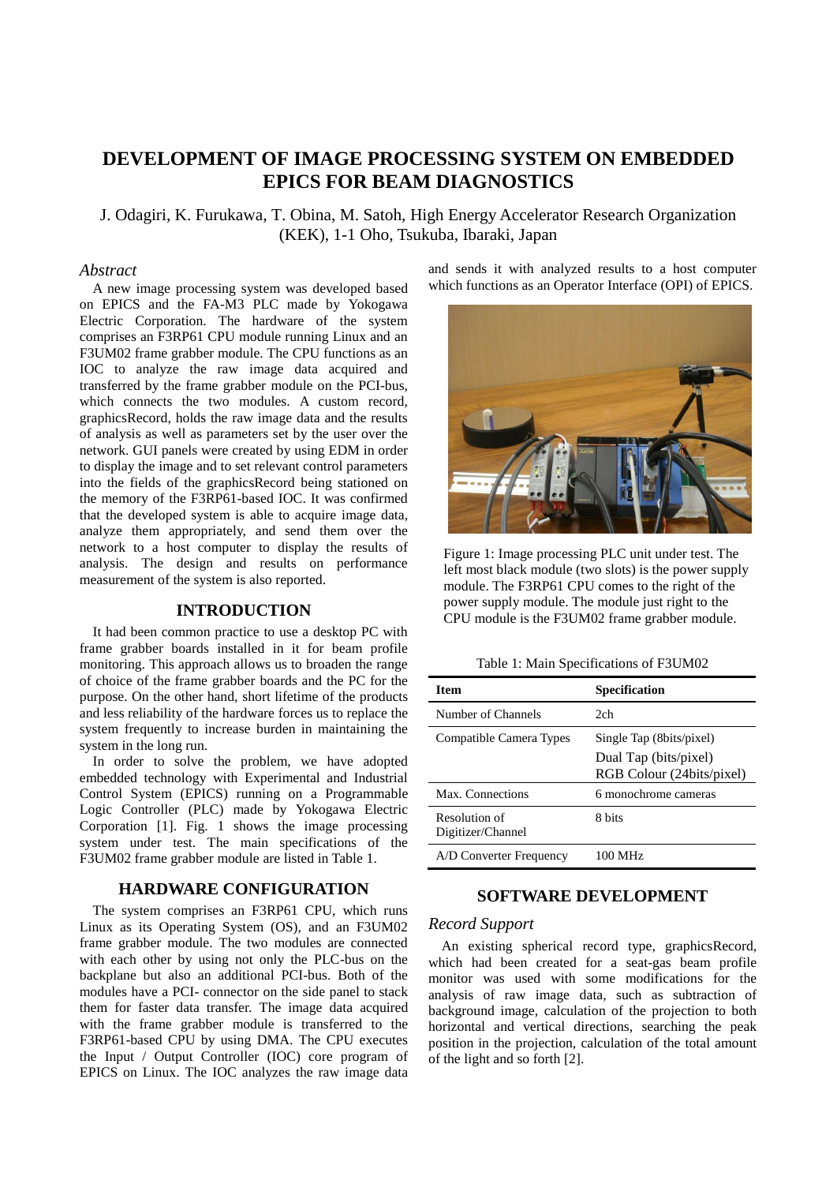# DEVELOPMENT OF IMAGE PROCESSING SYSTEM ON EMBEDDED EPICS FOR BEAM DIAGNOSTICS

J. Odagiri, K. Furukawa, T. Obina, M. Satoh, High Energy Accelerator Research Organization (KEK), 1-1 Oho, Tsukuba, Ibaraki, Japan

## *Abstract*

A new image processing system was developed based on EPICS and the FA-M3 PLC made by Yokogawa Electric Corporation. The hardware of the system comprises an F3RP61 CPU module running Linux and an F3UM02 frame grabber module. The CPU functions as an IOC to analyze the raw image data acquired and transferred by the frame grabber module on the PCI-bus, which connects the two modules. A custom record, graphicsRecord, holds the raw image data and the results of analysis as well as parameters set by the user over the network. GUI panels were created by using EDM in order to display the image and to set relevant control parameters into the fields of the graphicsRecord being stationed on the memory of the F3RP61-based IOC. It was confirmed that the developed system is able to acquire image data, analyze them appropriately, and send them over the network to a host computer to display the results of analysis. The design and results on performance measurement of the system is also reported.

## INTRODUCTION

It had been common practice to use a desktop PC with frame grabber boards installed in it for beam profile monitoring. This approach allows us to broaden the range of choice of the frame grabber boards and the PC for the purpose. On the other hand, short lifetime of the products and less reliability of the hardware forces us to replace the system frequently to increase burden in maintaining the system in the long run.

In order to solve the problem, we have adopted embedded technology with Experimental and Industrial Control System (EPICS) running on a Programmable Logic Controller (PLC) made by Yokogawa Electric Corporation [1]. Fig. 1 shows the image processing system under test. The main specifications of the F3UM02 frame grabber module are listed in Table 1.

## HARDWARE CONFIGURATION

The system comprises an F3RP61 CPU, which runs Linux as its Operating System (OS), and an F3UM02 frame grabber module. The two modules are connected with each other by using not only the PLC-bus on the backplane but also an additional PCI-bus. Both of the modules have a PCI- connector on the side panel to stack them for faster data transfer. The image data acquired with the frame grabber module is transferred to the F3RP61-based CPU by using DMA. The CPU executes the Input / Output Controller (IOC) core program of EPICS on Linux. The IOC analyzes the raw image data and sends it with analyzed results to a host computer which functions as an Operator Interface (OPI) of EPICS.

Figure 1: Image processing PLC unit under test. The left most black module (two slots) is the power supply module. The F3RP61 CPU comes to the right of the power supply module. The module just right to the CPU module is the F3UM02 frame grabber module.

Table 1: Main Specifications of F3UM02

| Item | Specification |
|---|---|
| Number of Channels | 2ch |
| Compatible Camera Types | Single Tap (8bits/pixel)<br>Dual Tap (bits/pixel)<br>RGB Colour (24bits/pixel) |
| Max. Connections | 6 monochrome cameras |
| Resolution of Digitizer/Channel | 8 bits |
| A/D Converter Frequency | 100 MHz |

## SOFTWARE DEVELOPMENT

### *Record Support*

An existing spherical record type, graphicsRecord, which had been created for a seat-gas beam profile monitor was used with some modifications for the analysis of raw image data, such as subtraction of background image, calculation of the projection to both horizontal and vertical directions, searching the peak position in the projection, calculation of the total amount of the light and so forth [2].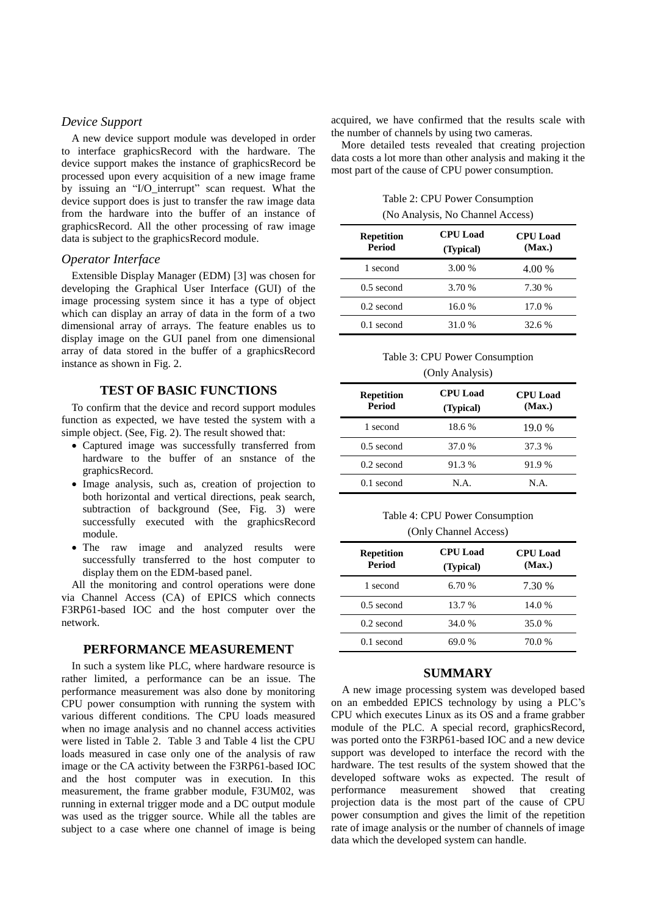### *Device Support*

A new device support module was developed in order to interface graphicsRecord with the hardware. The device support makes the instance of graphicsRecord be processed upon every acquisition of a new image frame by issuing an "I/O_interrupt" scan request. What the device support does is just to transfer the raw image data from the hardware into the buffer of an instance of graphicsRecord. All the other processing of raw image data is subject to the graphicsRecord module.

### *Operator Interface*

Extensible Display Manager (EDM) [3] was chosen for developing the Graphical User Interface (GUI) of the image processing system since it has a type of object which can display an array of data in the form of a two dimensional array of arrays. The feature enables us to display image on the GUI panel from one dimensional array of data stored in the buffer of a graphicsRecord instance as shown in Fig. 2.

## TEST OF BASIC FUNCTIONS

To confirm that the device and record support modules function as expected, we have tested the system with a simple object. (See, Fig. 2). The result showed that:

- Captured image was successfully transferred from hardware to the buffer of an snstance of the graphicsRecord.
- Image analysis, such as, creation of projection to both horizontal and vertical directions, peak search, subtraction of background (See, Fig. 3) were successfully executed with the graphicsRecord module.
- The raw image and analyzed results were successfully transferred to the host computer to display them on the EDM-based panel.

All the monitoring and control operations were done via Channel Access (CA) of EPICS which connects F3RP61-based IOC and the host computer over the network.

## PERFORMANCE MEASUREMENT

In such a system like PLC, where hardware resource is rather limited, a performance can be an issue. The performance measurement was also done by monitoring CPU power consumption with running the system with various different conditions. The CPU loads measured when no image analysis and no channel access activities were listed in Table 2. Table 3 and Table 4 list the CPU loads measured in case only one of the analysis of raw image or the CA activity between the F3RP61-based IOC and the host computer was in execution. In this measurement, the frame grabber module, F3UM02, was running in external trigger mode and a DC output module was used as the trigger source. While all the tables are subject to a case where one channel of image is being acquired, we have confirmed that the results scale with the number of channels by using two cameras.

More detailed tests revealed that creating projection data costs a lot more than other analysis and making it the most part of the cause of CPU power consumption.

Table 2: CPU Power Consumption (No Analysis, No Channel Access)

| Repetition Period | CPU Load (Typical) | CPU Load (Max.) |
|---|---|---|
| 1 second | 3.00 % | 4.00 % |
| 0.5 second | 3.70 % | 7.30 % |
| 0.2 second | 16.0 % | 17.0 % |
| 0.1 second | 31.0 % | 32.6 % |

Table 3: CPU Power Consumption (Only Analysis)

| Repetition Period | CPU Load (Typical) | CPU Load (Max.) |
|---|---|---|
| 1 second | 18.6 % | 19.0 % |
| 0.5 second | 37.0 % | 37.3 % |
| 0.2 second | 91.3 % | 91.9 % |
| 0.1 second | N.A. | N.A. |

Table 4: CPU Power Consumption (Only Channel Access)

| Repetition Period | CPU Load (Typical) | CPU Load (Max.) |
|---|---|---|
| 1 second | 6.70 % | 7.30 % |
| 0.5 second | 13.7 % | 14.0 % |
| 0.2 second | 34.0 % | 35.0 % |
| 0.1 second | 69.0 % | 70.0 % |

## SUMMARY

A new image processing system was developed based on an embedded EPICS technology by using a PLC's CPU which executes Linux as its OS and a frame grabber module of the PLC. A special record, graphicsRecord, was ported onto the F3RP61-based IOC and a new device support was developed to interface the record with the hardware. The test results of the system showed that the developed software woks as expected. The result of performance measurement showed that creating projection data is the most part of the cause of CPU power consumption and gives the limit of the repetition rate of image analysis or the number of channels of image data which the developed system can handle.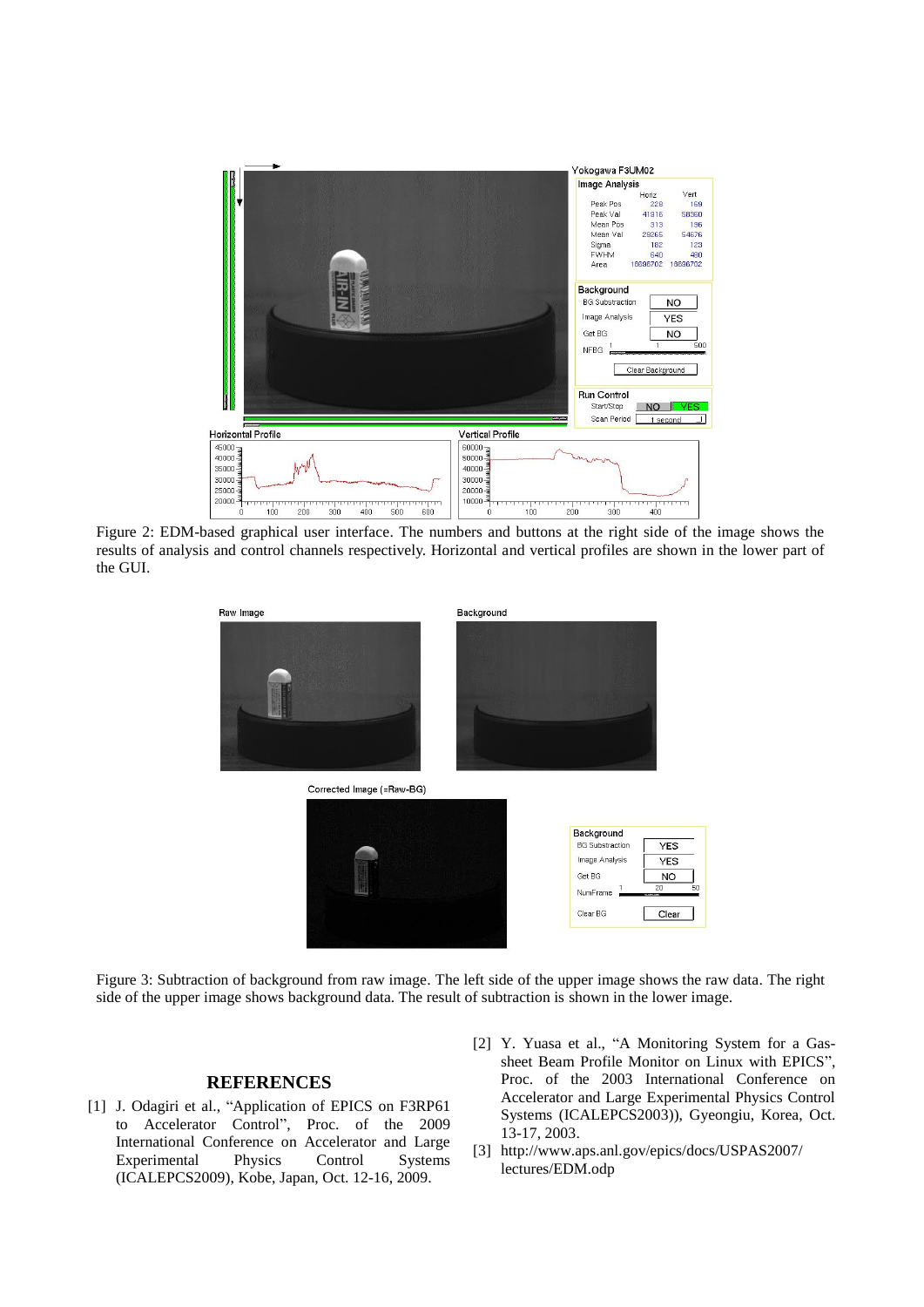Figure 2: EDM-based graphical user interface. The numbers and buttons at the right side of the image shows the results of analysis and control channels respectively. Horizontal and vertical profiles are shown in the lower part of the GUI.

Figure 3: Subtraction of background from raw image. The left side of the upper image shows the raw data. The right side of the upper image shows background data. The result of subtraction is shown in the lower image.

## REFERENCES

[1] J. Odagiri et al., "Application of EPICS on F3RP61 to Accelerator Control", Proc. of the 2009 International Conference on Accelerator and Large Experimental Physics Control Systems (ICALEPCS2009), Kobe, Japan, Oct. 12-16, 2009.

[2] Y. Yuasa et al., "A Monitoring System for a Gas-sheet Beam Profile Monitor on Linux with EPICS", Proc. of the 2003 International Conference on Accelerator and Large Experimental Physics Control Systems (ICALEPCS2003)), Gyeongiu, Korea, Oct. 13-17, 2003.

[3] http://www.aps.anl.gov/epics/docs/USPAS2007/lectures/EDM.odp